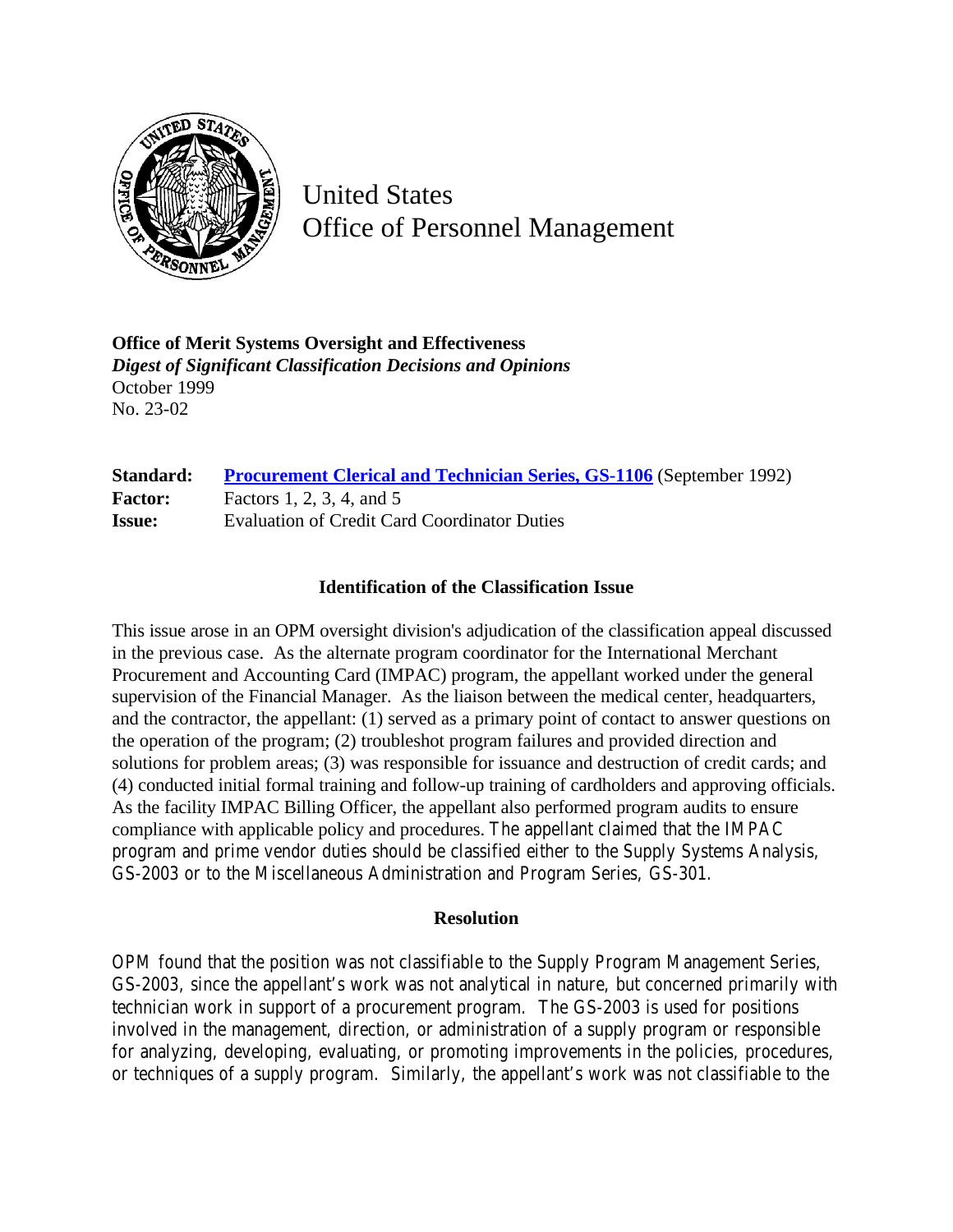# United States Office of Personnel Management

**Office of Merit Systems Oversight and Effectiveness**
*Digest of Significant Classification Decisions and Opinions*
October 1999
No. 23-02

| | |
|---|---|
| **Standard:** | **Procurement Clerical and Technician Series, GS-1106** (September 1992) |
| **Factor:** | Factors 1, 2, 3, 4, and 5 |
| **Issue:** | Evaluation of Credit Card Coordinator Duties |

### Identification of the Classification Issue

This issue arose in an OPM oversight division's adjudication of the classification appeal discussed in the previous case. As the alternate program coordinator for the International Merchant Procurement and Accounting Card (IMPAC) program, the appellant worked under the general supervision of the Financial Manager. As the liaison between the medical center, headquarters, and the contractor, the appellant: (1) served as a primary point of contact to answer questions on the operation of the program; (2) troubleshot program failures and provided direction and solutions for problem areas; (3) was responsible for issuance and destruction of credit cards; and (4) conducted initial formal training and follow-up training of cardholders and approving officials. As the facility IMPAC Billing Officer, the appellant also performed program audits to ensure compliance with applicable policy and procedures. The appellant claimed that the IMPAC program and prime vendor duties should be classified either to the Supply Systems Analysis, GS-2003 or to the Miscellaneous Administration and Program Series, GS-301.

### Resolution

OPM found that the position was not classifiable to the Supply Program Management Series, GS-2003, since the appellant's work was not analytical in nature, but concerned primarily with technician work in support of a procurement program. The GS-2003 is used for positions involved in the management, direction, or administration of a supply program or responsible for analyzing, developing, evaluating, or promoting improvements in the policies, procedures, or techniques of a supply program. Similarly, the appellant's work was not classifiable to the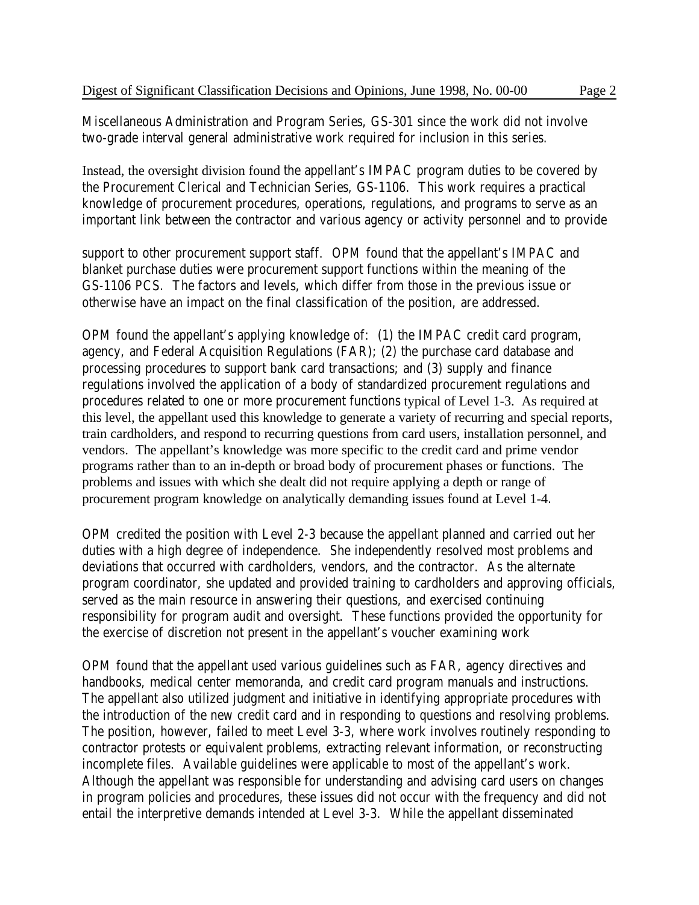Miscellaneous Administration and Program Series, GS-301 since the work did not involve two-grade interval general administrative work required for inclusion in this series.

Instead, the oversight division found the appellant's IMPAC program duties to be covered by the Procurement Clerical and Technician Series, GS-1106. This work requires a practical knowledge of procurement procedures, operations, regulations, and programs to serve as an important link between the contractor and various agency or activity personnel and to provide support to other procurement support staff. OPM found that the appellant's IMPAC and blanket purchase duties were procurement support functions within the meaning of the GS-1106 PCS. The factors and levels, which differ from those in the previous issue or otherwise have an impact on the final classification of the position, are addressed.

OPM found the appellant's applying knowledge of: (1) the IMPAC credit card program, agency, and Federal Acquisition Regulations (FAR); (2) the purchase card database and processing procedures to support bank card transactions; and (3) supply and finance regulations involved the application of a body of standardized procurement regulations and procedures related to one or more procurement functions typical of Level 1-3. As required at this level, the appellant used this knowledge to generate a variety of recurring and special reports, train cardholders, and respond to recurring questions from card users, installation personnel, and vendors. The appellant's knowledge was more specific to the credit card and prime vendor programs rather than to an in-depth or broad body of procurement phases or functions. The problems and issues with which she dealt did not require applying a depth or range of procurement program knowledge on analytically demanding issues found at Level 1-4.

OPM credited the position with Level 2-3 because the appellant planned and carried out her duties with a high degree of independence. She independently resolved most problems and deviations that occurred with cardholders, vendors, and the contractor. As the alternate program coordinator, she updated and provided training to cardholders and approving officials, served as the main resource in answering their questions, and exercised continuing responsibility for program audit and oversight. These functions provided the opportunity for the exercise of discretion not present in the appellant's voucher examining work

OPM found that the appellant used various guidelines such as FAR, agency directives and handbooks, medical center memoranda, and credit card program manuals and instructions. The appellant also utilized judgment and initiative in identifying appropriate procedures with the introduction of the new credit card and in responding to questions and resolving problems. The position, however, failed to meet Level 3-3, where work involves routinely responding to contractor protests or equivalent problems, extracting relevant information, or reconstructing incomplete files. Available guidelines were applicable to most of the appellant's work. Although the appellant was responsible for understanding and advising card users on changes in program policies and procedures, these issues did not occur with the frequency and did not entail the interpretive demands intended at Level 3-3. While the appellant disseminated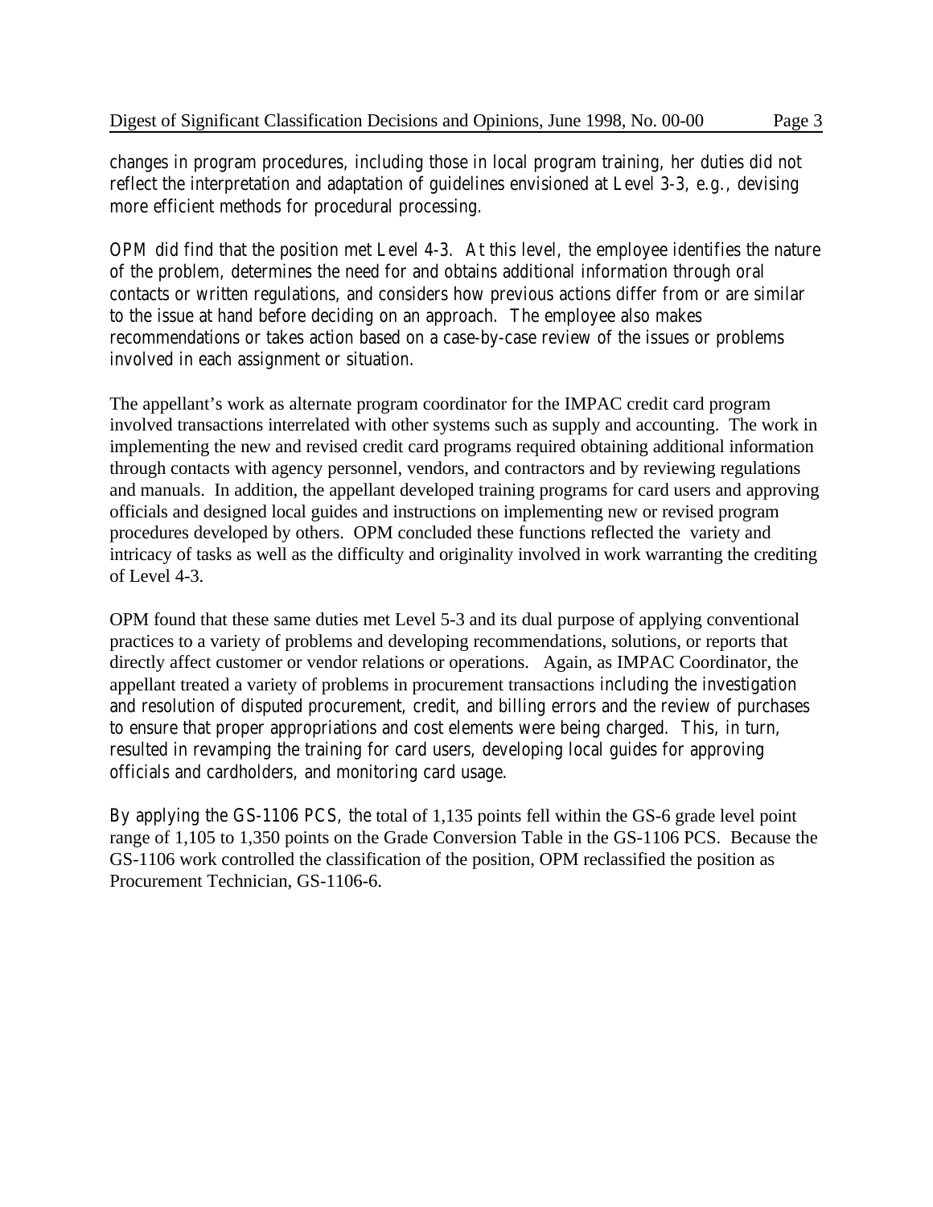changes in program procedures, including those in local program training, her duties did not reflect the interpretation and adaptation of guidelines envisioned at Level 3-3, e.g., devising more efficient methods for procedural processing.

OPM did find that the position met Level 4-3. At this level, the employee identifies the nature of the problem, determines the need for and obtains additional information through oral contacts or written regulations, and considers how previous actions differ from or are similar to the issue at hand before deciding on an approach. The employee also makes recommendations or takes action based on a case-by-case review of the issues or problems involved in each assignment or situation.

The appellant's work as alternate program coordinator for the IMPAC credit card program involved transactions interrelated with other systems such as supply and accounting. The work in implementing the new and revised credit card programs required obtaining additional information through contacts with agency personnel, vendors, and contractors and by reviewing regulations and manuals. In addition, the appellant developed training programs for card users and approving officials and designed local guides and instructions on implementing new or revised program procedures developed by others. OPM concluded these functions reflected the variety and intricacy of tasks as well as the difficulty and originality involved in work warranting the crediting of Level 4-3.

OPM found that these same duties met Level 5-3 and its dual purpose of applying conventional practices to a variety of problems and developing recommendations, solutions, or reports that directly affect customer or vendor relations or operations. Again, as IMPAC Coordinator, the appellant treated a variety of problems in procurement transactions including the investigation and resolution of disputed procurement, credit, and billing errors and the review of purchases to ensure that proper appropriations and cost elements were being charged. This, in turn, resulted in revamping the training for card users, developing local guides for approving officials and cardholders, and monitoring card usage.

By applying the GS-1106 PCS, the total of 1,135 points fell within the GS-6 grade level point range of 1,105 to 1,350 points on the Grade Conversion Table in the GS-1106 PCS. Because the GS-1106 work controlled the classification of the position, OPM reclassified the position as Procurement Technician, GS-1106-6.